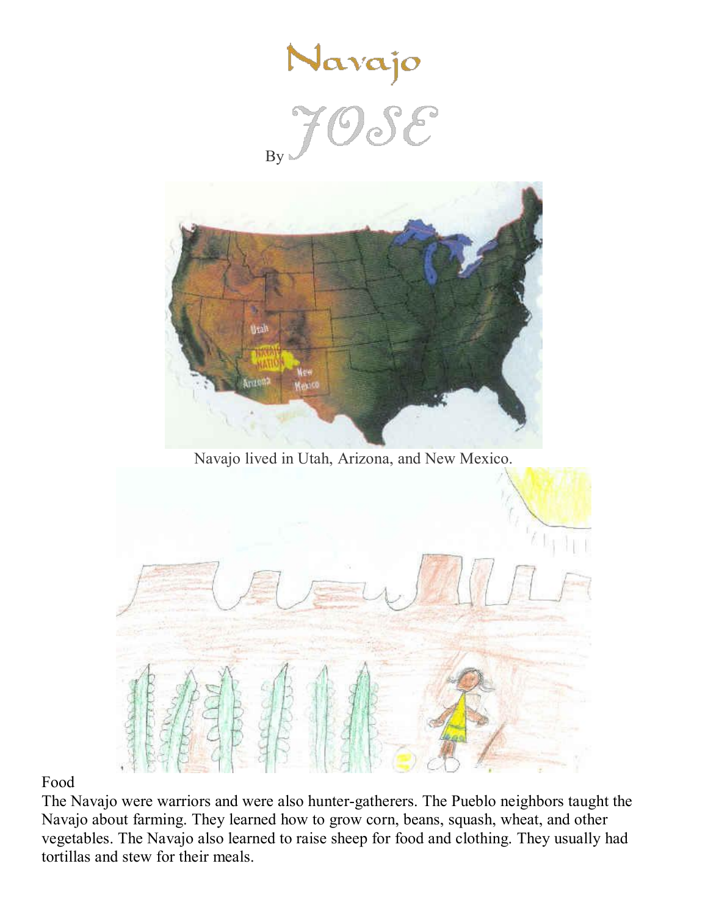# Navajo

By *JOSE*

Navajo lived in Utah, Arizona, and New Mexico.

Food

The Navajo were warriors and were also hunter-gatherers. The Pueblo neighbors taught the Navajo about farming. They learned how to grow corn, beans, squash, wheat, and other vegetables. The Navajo also learned to raise sheep for food and clothing. They usually had tortillas and stew for their meals.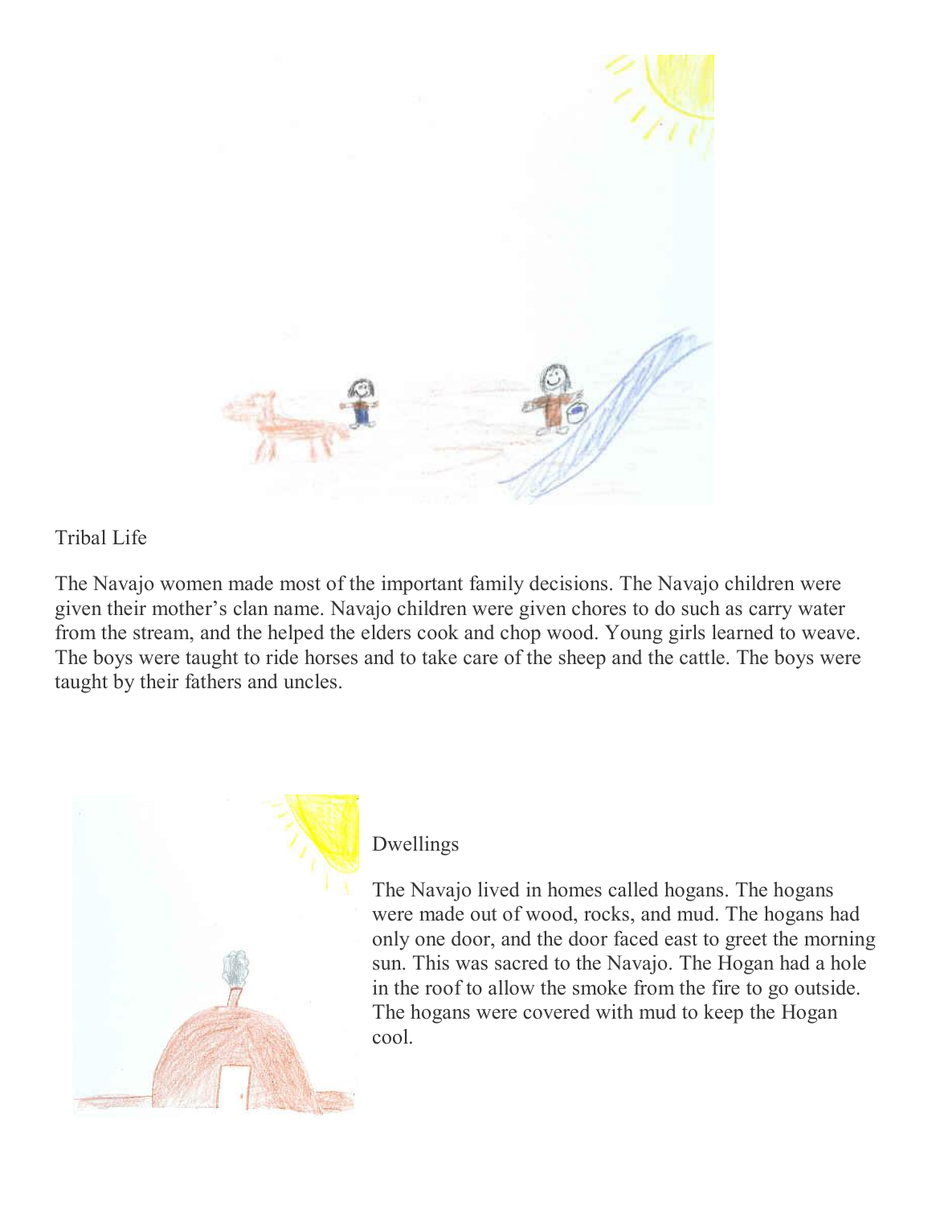## Tribal Life

The Navajo women made most of the important family decisions. The Navajo children were given their mother's clan name. Navajo children were given chores to do such as carry water from the stream, and the helped the elders cook and chop wood. Young girls learned to weave. The boys were taught to ride horses and to take care of the sheep and the cattle. The boys were taught by their fathers and uncles.

## Dwellings

The Navajo lived in homes called hogans. The hogans were made out of wood, rocks, and mud. The hogans had only one door, and the door faced east to greet the morning sun. This was sacred to the Navajo. The Hogan had a hole in the roof to allow the smoke from the fire to go outside. The hogans were covered with mud to keep the Hogan cool.